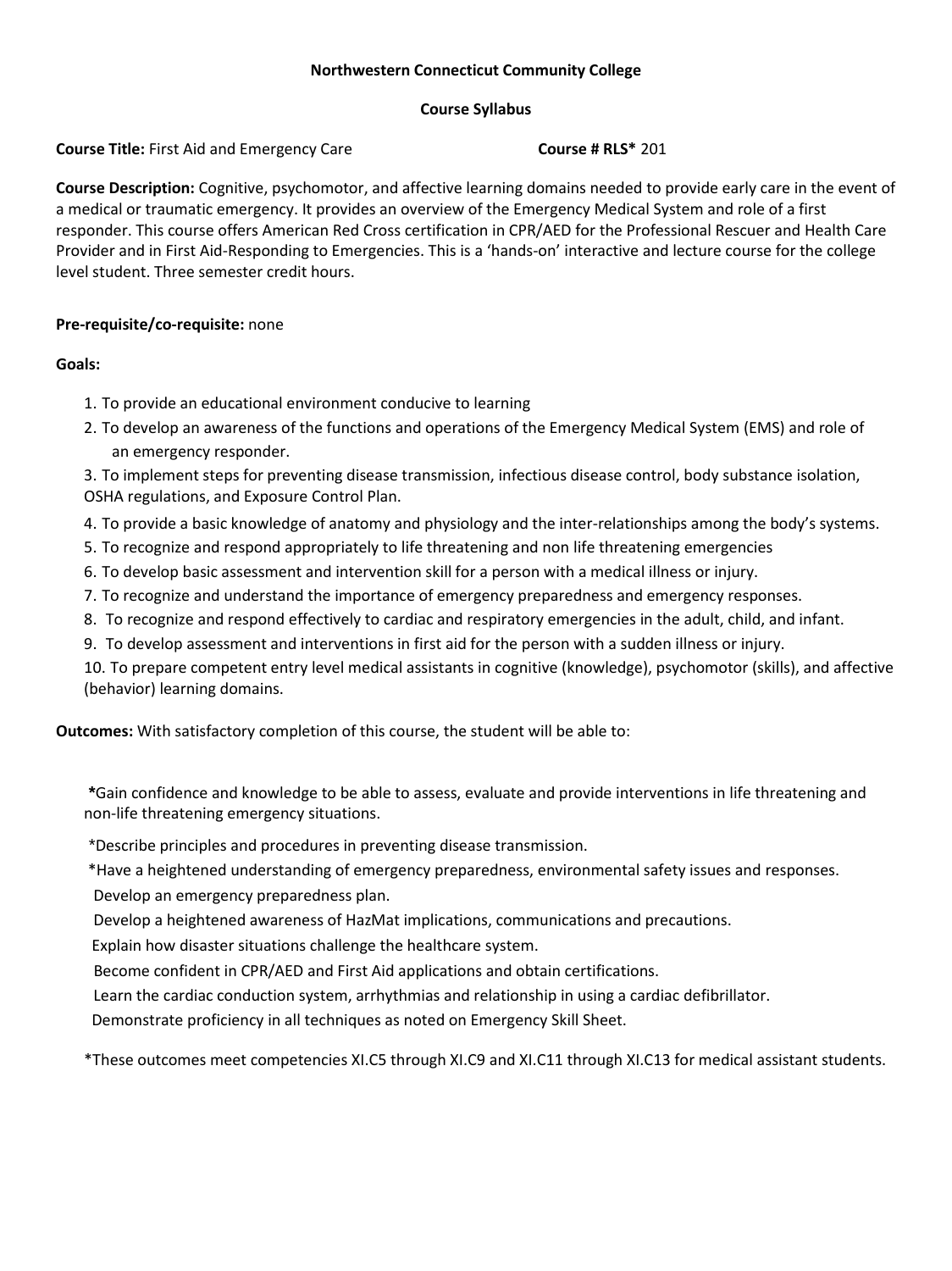**Northwestern Connecticut Community College**

**Course Syllabus**

**Course Title:** First Aid and Emergency Care **Course # RLS*** 201

**Course Description:** Cognitive, psychomotor, and affective learning domains needed to provide early care in the event of a medical or traumatic emergency. It provides an overview of the Emergency Medical System and role of a first responder. This course offers American Red Cross certification in CPR/AED for the Professional Rescuer and Health Care Provider and in First Aid-Responding to Emergencies. This is a 'hands-on' interactive and lecture course for the college level student. Three semester credit hours.

**Pre-requisite/co-requisite:** none

**Goals:**

1. To provide an educational environment conducive to learning
2. To develop an awareness of the functions and operations of the Emergency Medical System (EMS) and role of an emergency responder.
3. To implement steps for preventing disease transmission, infectious disease control, body substance isolation, OSHA regulations, and Exposure Control Plan.
4. To provide a basic knowledge of anatomy and physiology and the inter-relationships among the body's systems.
5. To recognize and respond appropriately to life threatening and non life threatening emergencies
6. To develop basic assessment and intervention skill for a person with a medical illness or injury.
7. To recognize and understand the importance of emergency preparedness and emergency responses.
8. To recognize and respond effectively to cardiac and respiratory emergencies in the adult, child, and infant.
9. To develop assessment and interventions in first aid for the person with a sudden illness or injury.
10. To prepare competent entry level medical assistants in cognitive (knowledge), psychomotor (skills), and affective (behavior) learning domains.

**Outcomes:** With satisfactory completion of this course, the student will be able to:

***Gain confidence and knowledge to be able to assess, evaluate and provide interventions in life threatening and non-life threatening emergency situations.

*Describe principles and procedures in preventing disease transmission.

*Have a heightened understanding of emergency preparedness, environmental safety issues and responses.

Develop an emergency preparedness plan.

Develop a heightened awareness of HazMat implications, communications and precautions.

Explain how disaster situations challenge the healthcare system.

Become confident in CPR/AED and First Aid applications and obtain certifications.

Learn the cardiac conduction system, arrhythmias and relationship in using a cardiac defibrillator.

Demonstrate proficiency in all techniques as noted on Emergency Skill Sheet.

*These outcomes meet competencies XI.C5 through XI.C9 and XI.C11 through XI.C13 for medical assistant students.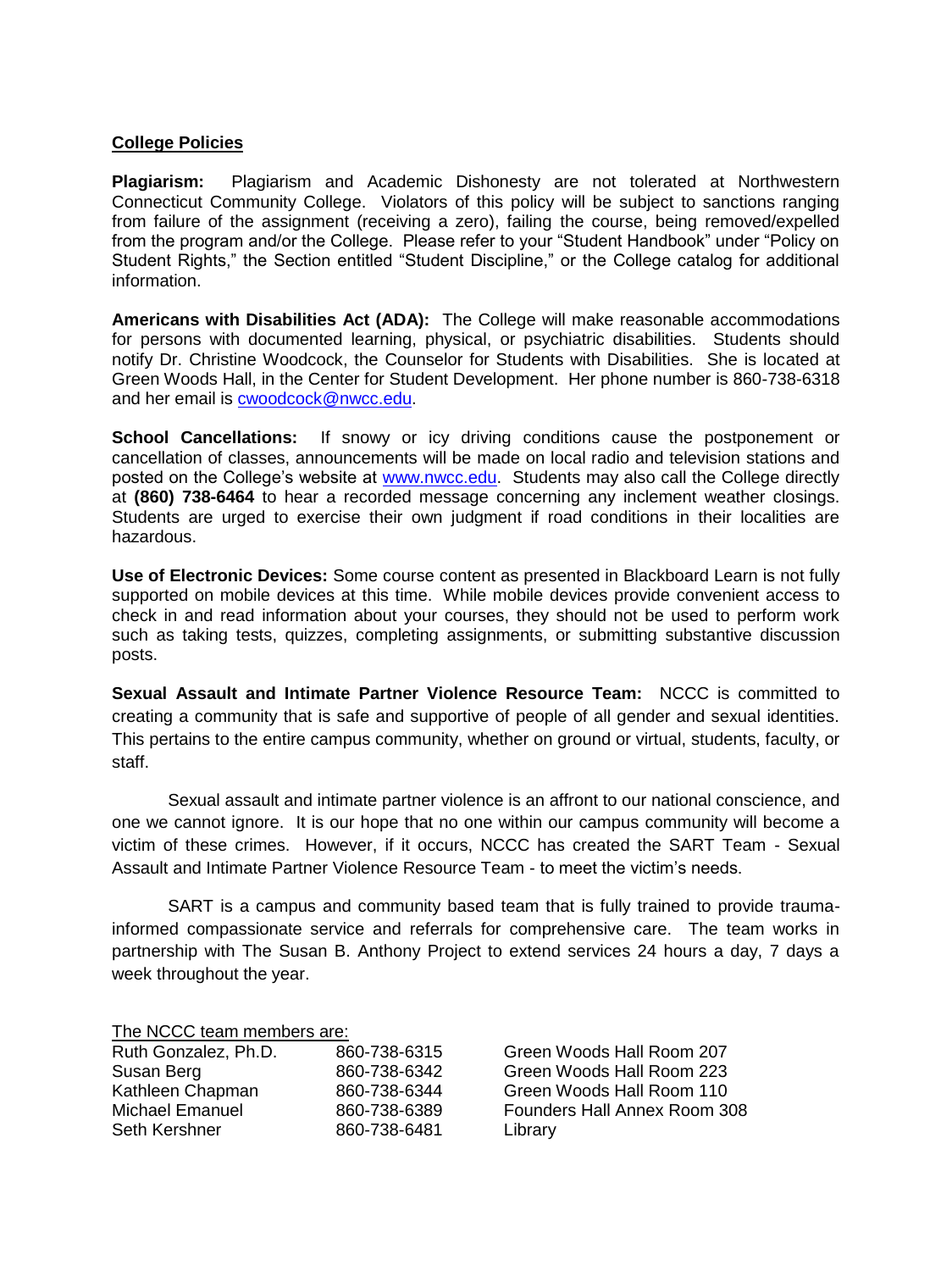## College Policies

**Plagiarism:** Plagiarism and Academic Dishonesty are not tolerated at Northwestern Connecticut Community College. Violators of this policy will be subject to sanctions ranging from failure of the assignment (receiving a zero), failing the course, being removed/expelled from the program and/or the College. Please refer to your "Student Handbook" under "Policy on Student Rights," the Section entitled "Student Discipline," or the College catalog for additional information.

**Americans with Disabilities Act (ADA):** The College will make reasonable accommodations for persons with documented learning, physical, or psychiatric disabilities. Students should notify Dr. Christine Woodcock, the Counselor for Students with Disabilities. She is located at Green Woods Hall, in the Center for Student Development. Her phone number is 860-738-6318 and her email is cwoodcock@nwcc.edu.

**School Cancellations:** If snowy or icy driving conditions cause the postponement or cancellation of classes, announcements will be made on local radio and television stations and posted on the College's website at www.nwcc.edu. Students may also call the College directly at **(860) 738-6464** to hear a recorded message concerning any inclement weather closings. Students are urged to exercise their own judgment if road conditions in their localities are hazardous.

**Use of Electronic Devices:** Some course content as presented in Blackboard Learn is not fully supported on mobile devices at this time. While mobile devices provide convenient access to check in and read information about your courses, they should not be used to perform work such as taking tests, quizzes, completing assignments, or submitting substantive discussion posts.

**Sexual Assault and Intimate Partner Violence Resource Team:** NCCC is committed to creating a community that is safe and supportive of people of all gender and sexual identities. This pertains to the entire campus community, whether on ground or virtual, students, faculty, or staff.

Sexual assault and intimate partner violence is an affront to our national conscience, and one we cannot ignore. It is our hope that no one within our campus community will become a victim of these crimes. However, if it occurs, NCCC has created the SART Team - Sexual Assault and Intimate Partner Violence Resource Team - to meet the victim's needs.

SART is a campus and community based team that is fully trained to provide trauma-informed compassionate service and referrals for comprehensive care. The team works in partnership with The Susan B. Anthony Project to extend services 24 hours a day, 7 days a week throughout the year.

The NCCC team members are:

| Name | Phone | Location |
|---|---|---|
| Ruth Gonzalez, Ph.D. | 860-738-6315 | Green Woods Hall Room 207 |
| Susan Berg | 860-738-6342 | Green Woods Hall Room 223 |
| Kathleen Chapman | 860-738-6344 | Green Woods Hall Room 110 |
| Michael Emanuel | 860-738-6389 | Founders Hall Annex Room 308 |
| Seth Kershner | 860-738-6481 | Library |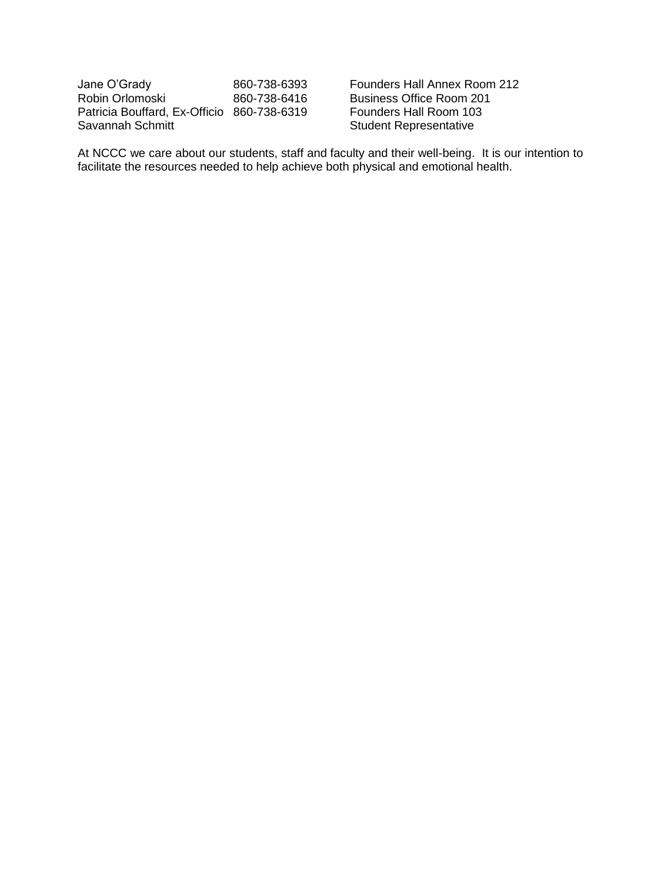| | | |
|---|---|---|
| Jane O’Grady | 860-738-6393 | Founders Hall Annex Room 212 |
| Robin Orlomoski | 860-738-6416 | Business Office Room 201 |
| Patricia Bouffard, Ex-Officio | 860-738-6319 | Founders Hall Room 103 |
| Savannah Schmitt | | Student Representative |

At NCCC we care about our students, staff and faculty and their well-being. It is our intention to facilitate the resources needed to help achieve both physical and emotional health.